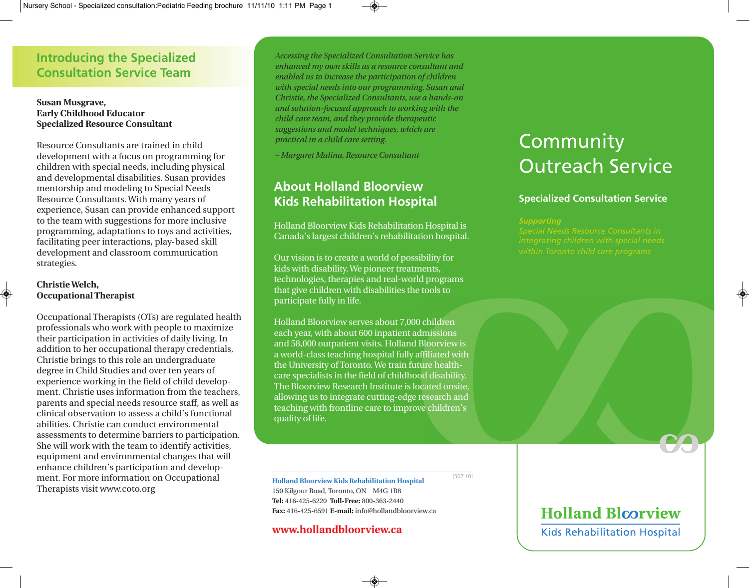## Introducing the Specialized Consultation Service Team

**Susan Musgrave,**
**Early Childhood Educator**
**Specialized Resource Consultant**

Resource Consultants are trained in child development with a focus on programming for children with special needs, including physical and developmental disabilities. Susan provides mentorship and modeling to Special Needs Resource Consultants. With many years of experience, Susan can provide enhanced support to the team with suggestions for more inclusive programming, adaptations to toys and activities, facilitating peer interactions, play-based skill development and classroom communication strategies.

**Christie Welch,**
**Occupational Therapist**

Occupational Therapists (OTs) are regulated health professionals who work with people to maximize their participation in activities of daily living. In addition to her occupational therapy credentials, Christie brings to this role an undergraduate degree in Child Studies and over ten years of experience working in the field of child development. Christie uses information from the teachers, parents and special needs resource staff, as well as clinical observation to assess a child's functional abilities. Christie can conduct environmental assessments to determine barriers to participation. She will work with the team to identify activities, equipment and environmental changes that will enhance children's participation and development. For more information on Occupational Therapists visit www.coto.org

*Accessing the Specialized Consultation Service has enhanced my own skills as a resource consultant and enabled us to increase the participation of children with special needs into our programming. Susan and Christie, the Specialized Consultants, use a hands-on and solution-focused approach to working with the child care team, and they provide therapeutic suggestions and model techniques, which are practical in a child care setting.*

*– Margaret Malina, Resource Consultant*

## About Holland Bloorview Kids Rehabilitation Hospital

Holland Bloorview Kids Rehabilitation Hospital is Canada's largest children's rehabilitation hospital.

Our vision is to create a world of possibility for kids with disability. We pioneer treatments, technologies, therapies and real-world programs that give children with disabilities the tools to participate fully in life.

Holland Bloorview serves about 7,000 children each year, with about 600 inpatient admissions and 58,000 outpatient visits. Holland Bloorview is a world-class teaching hospital fully affiliated with the University of Toronto. We train future health-care specialists in the field of childhood disability. The Bloorview Research Institute is located onsite, allowing us to integrate cutting-edge research and teaching with frontline care to improve children's quality of life.

**Holland Bloorview Kids Rehabilitation Hospital**
150 Kilgour Road, Toronto, ON M4G 1R8
**Tel:** 416-425-6220 **Toll-Free:** 800-363-2440
**Fax:** 416-425-6591 **E-mail:** info@hollandbloorview.ca

**www.hollandbloorview.ca**

[507.10]

# Community Outreach Service

### Specialized Consultation Service

*Supporting*
*Special Needs Resource Consultants in integrating children with special needs within Toronto child care programs*

**Holland Bloorview**
Kids Rehabilitation Hospital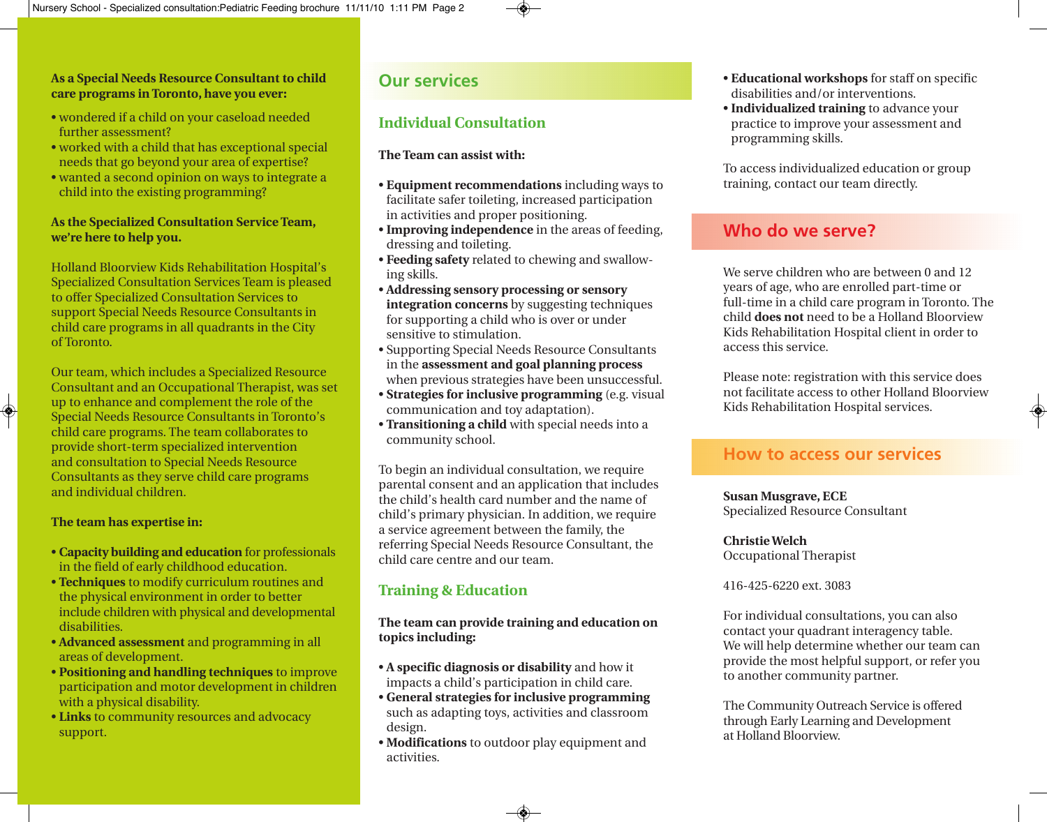**As a Special Needs Resource Consultant to child care programs in Toronto, have you ever:**

- wondered if a child on your caseload needed further assessment?
- worked with a child that has exceptional special needs that go beyond your area of expertise?
- wanted a second opinion on ways to integrate a child into the existing programming?

**As the Specialized Consultation Service Team, we're here to help you.**

Holland Bloorview Kids Rehabilitation Hospital's Specialized Consultation Services Team is pleased to offer Specialized Consultation Services to support Special Needs Resource Consultants in child care programs in all quadrants in the City of Toronto.

Our team, which includes a Specialized Resource Consultant and an Occupational Therapist, was set up to enhance and complement the role of the Special Needs Resource Consultants in Toronto's child care programs. The team collaborates to provide short-term specialized intervention and consultation to Special Needs Resource Consultants as they serve child care programs and individual children.

**The team has expertise in:**

- **Capacity building and education** for professionals in the field of early childhood education.
- **Techniques** to modify curriculum routines and the physical environment in order to better include children with physical and developmental disabilities.
- **Advanced assessment** and programming in all areas of development.
- **Positioning and handling techniques** to improve participation and motor development in children with a physical disability.
- **Links** to community resources and advocacy support.

## Our services

### Individual Consultation

**The Team can assist with:**

- **Equipment recommendations** including ways to facilitate safer toileting, increased participation in activities and proper positioning.
- **Improving independence** in the areas of feeding, dressing and toileting.
- **Feeding safety** related to chewing and swallowing skills.
- **Addressing sensory processing or sensory integration concerns** by suggesting techniques for supporting a child who is over or under sensitive to stimulation.
- Supporting Special Needs Resource Consultants in the **assessment and goal planning process** when previous strategies have been unsuccessful.
- **Strategies for inclusive programming** (e.g. visual communication and toy adaptation).
- **Transitioning a child** with special needs into a community school.

To begin an individual consultation, we require parental consent and an application that includes the child's health card number and the name of child's primary physician. In addition, we require a service agreement between the family, the referring Special Needs Resource Consultant, the child care centre and our team.

### Training & Education

**The team can provide training and education on topics including:**

- **A specific diagnosis or disability** and how it impacts a child's participation in child care.
- **General strategies for inclusive programming** such as adapting toys, activities and classroom design.
- **Modifications** to outdoor play equipment and activities.
- **Educational workshops** for staff on specific disabilities and/or interventions.
- **Individualized training** to advance your practice to improve your assessment and programming skills.

To access individualized education or group training, contact our team directly.

## Who do we serve?

We serve children who are between 0 and 12 years of age, who are enrolled part-time or full-time in a child care program in Toronto. The child **does not** need to be a Holland Bloorview Kids Rehabilitation Hospital client in order to access this service.

Please note: registration with this service does not facilitate access to other Holland Bloorview Kids Rehabilitation Hospital services.

## How to access our services

**Susan Musgrave, ECE**
Specialized Resource Consultant

**Christie Welch**
Occupational Therapist

416-425-6220 ext. 3083

For individual consultations, you can also contact your quadrant interagency table. We will help determine whether our team can provide the most helpful support, or refer you to another community partner.

The Community Outreach Service is offered through Early Learning and Development at Holland Bloorview.